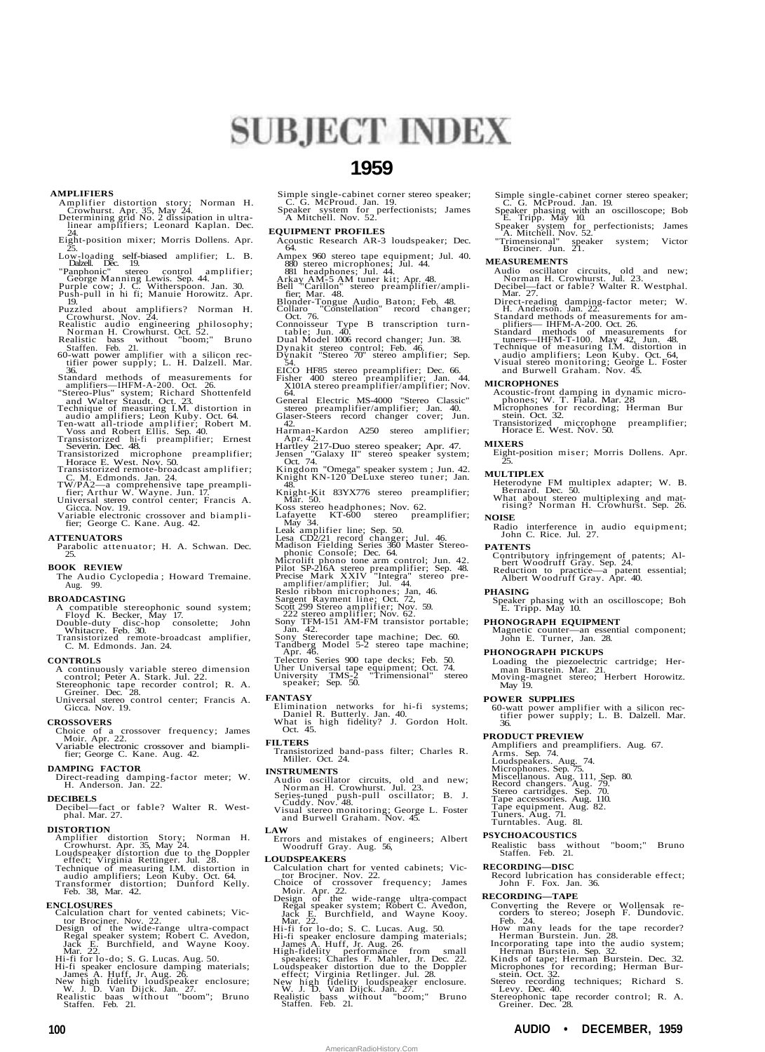# SUBJECT INDEX

## 1959

### AMPLIFIERS

Amplifier distortion story; Norman H. Crowhurst. Apr. 35, May 24.
Determining grid No. 2 dissipation in ultra-linear amplifiers; Leonard Kaplan. Dec. 24.
Eight-position mixer; Morris Dollens. Apr. 25.
Low-loading self-biased amplifier; L. B. Dalzell. Dec. 19.
"Panphonic" stereo control amplifier; George Manning Lewis. Sep. 44.
Purple cow; J. C. Witherspoon. Jan. 30.
Push-pull in hi fi; Manuie Horowitz. Apr. 19.
Puzzled about amplifiers? Norman H. Crowhurst. Nov. 24.
Realistic audio engineering philosophy; Norman H. Crowhurst. Oct. 52.
Realistic bass without "boom;" Bruno Staffen. Feb. 21.
60-watt power amplifier with a silicon rectifier power supply; L. H. Dalzell. Mar. 36.
Standard methods of measurements for amplifiers—IHFM-A-200. Oct. 26.
"Stereo-Plus" system; Richard Shottenfeld and Walter Staudt. Oct. 23.
Technique of measuring I.M. distortion in audio amplifiers; Leon Kuby. Oct. 64.
Ten-watt all-triode amplifier; Robert M. Voss and Robert Ellis. Sep. 40.
Transistorized hi-fi preamplifier; Ernest Severin. Dec. 48.
Transistorized microphone preamplifier; Horace E. West. Nov. 50.
Transistorized remote-broadcast amplifier; C. M. Edmonds. Jan. 24.
TW/PA2—a comprehensive tape preamplifier; Arthur W. Wayne. Jun. 17.
Universal stereo control center; Francis A. Gicca. Nov. 19.
Variable electronic crossover and biamplifier; George C. Kane. Aug. 42.

### ATTENUATORS

Parabolic attenuator; H. A. Schwan. Dec. 25.

### BOOK REVIEW

The Audio Cyclopedia; Howard Tremaine. Aug. 99.

### BROADCASTING

A compatible stereophonic sound system; Floyd K. Becker, May 17.
Double-duty disc-hop consolette; John Whitacre. Feb. 30.
Transistorized remote-broadcast amplifier, C. M. Edmonds. Jan. 24.

### CONTROLS

A continuously variable stereo dimension control; Peter A. Stark. Jul. 22.
Stereophonic tape recorder control; R. A. Greiner. Dec. 28.
Universal stereo control center; Francis A. Gicca. Nov. 19.

### CROSSOVERS

Choice of a crossover frequency; James Moir. Apr. 22.
Variable electronic crossover and biamplifier; George C. Kane. Aug. 42.

### DAMPING FACTOR

Direct-reading damping-factor meter; W. H. Anderson. Jan. 22.

### DECIBELS

Decibel—fact or fable? Walter R. Westphal. Mar. 27.

### DISTORTION

Amplifier distortion Story; Norman H. Crowhurst. Apr. 35, May 24.
Loudspeaker distortion due to the Doppler effect; Virginia Rettinger. Jul. 28.
Technique of measuring I.M. distortion in audio amplifiers; Leon Kuby. Oct. 64.
Transformer distortion; Dunford Kelly. Feb. 38, Mar. 42.

### ENCLOSURES

Calculation chart for vented cabinets; Victor Brociner. Nov. 22.
Design of the wide-range ultra-compact Regal speaker system; Robert C. Avedon, Jack E. Burchfield, and Wayne Kooy. Mar. 22.
Hi-fi for lo-do; S. G. Lucas. Aug. 50.
Hi-fi speaker enclosure damping materials; James A. Huff, Jr. Aug. 26.
New high fidelity loudspeaker enclosure; W. J. D. Van Dijck. Jan. 27.
Realistic baas without "boom"; Bruno Staffen. Feb. 21.
Simple single-cabinet corner stereo speaker; C. G. McProud. Jan. 19.
Speaker system for perfectionists; James A Mitchell. Nov. 52.

### EQUIPMENT PROFILES

Acoustic Research AR-3 loudspeaker; Dec. 64.
Ampex 960 stereo tape equipment; Jul. 40. 880 stereo microphones; Jul. 44. 881 headphones; Jul. 44.
Arkay AM-5 AM tuner kit; Apr. 48.
Bell "Carillon" stereo preamplifier/amplifier; Mar. 48.
Blonder-Tongue Audio Baton; Feb. 48.
Collaro "Constellation" record changer; Oct. 76.
Connoisseur Type B transcription turntable; Jun. 40.
Dual Model 1006 record changer; Jun. 38.
Dynakit stereo control; Feb. 46.
Dynakit "Stereo 70" stereo amplifier; Sep. 54.
EICO HF85 stereo preamplifier; Dec. 66.
Fisher 400 stereo preamplifier; Jan. 44. X101A stereo preamplifier/amplifier; Nov. 64.
General Electric MS-4000 "Stereo Classic" stereo preamplifier/amplifier; Jan. 40.
Glaser-Steers record changer cover; Jun. 42.
Harman-Kardon A250 stereo amplifier; Apr. 42.
Hartley 217-Duo stereo speaker; Apr. 47.
Jensen "Galaxy II" stereo speaker system; Oct. 74.
Kingdom "Omega" speaker system; Jun. 42.
Knight KN-120 DeLuxe stereo tuner; Jan. 48.
Knight-Kit 83YX776 stereo preamplifier; Mar. 50.
Koss stereo headphones; Nov. 62.
Lafayette KT-600 stereo preamplifier; May 34.
Leak amplifier line; Sep. 50.
Lesa CD2/21 record changer; Jul. 46.
Madison Fielding Series 360 Master Stereophonic Console; Dec. 64.
Microlift phono tone arm control; Jun. 42.
Pilot SP-216A stereo preamplifier; Sep. 48.
Precise Mark XXIV "Integra" stereo preamplifier/amplifier; Jul. 44.
Reslo ribbon microphones; Jan, 46.
Sargent Rayment line; Oct. 72,
Scott 299 Stereo amplifier; Nov. 59. 222 stereo amplifier; Nov. 62.
Sony TFM-151 AM-FM transistor portable; Jan. 42.
Sony Sterecorder tape machine; Dec. 60.
Tandberg Model 5-2 stereo tape machine; Apr. 46.
Telectro Series 900 tape decks; Feb. 50.
Uher Universal tape equipment; Oct. 74.
University TMS-2 "Trimensional" stereo speaker; Sep. 50.

### FANTASY

Elimination networks for hi-fi systems; Daniel R. Butterly. Jan. 40.
What is high fidelity? J. Gordon Holt. Oct. 45.

### FILTERS

Transistorized band-pass filter; Charles R. Miller. Oct. 24.

### INSTRUMENTS

Audio oscillator circuits, old and new; Norman H. Crowhurst. Jul. 23.
Series-tuned push-pull oscillator; B. J. Cuddy. Nov. 48.
Visual stereo monitoring; George L. Foster and Burwell Graham. Nov. 45.

### LAW

Errors and mistakes of engineers; Albert Woodruff Gray. Aug. 56,

### LOUDSPEAKERS

Calculation chart for vented cabinets; Victor Brociner. Nov. 22.
Choice of crossover frequency; James Moir. Apr. 22.
Design of the wide-range ultra-compact Regal speaker system; Robert C. Avedon, Jack E. Burchfield, and Wayne Kooy. Mar. 22.
Hi-fi for lo-do; S. C. Lucas. Aug. 50.
Hi-fi speaker enclosure damping materials; James A. Huff, Jr. Aug. 26.
High-fidelity performance from small speakers; Charles F. Mahler, Jr. Dec. 22.
Loudspeaker distortion due to the Doppler effect; Virginia Retlinger. Jul. 28.
New high fidelity loudspeaker enclosure. W. J. D. Van Dijck. Jan. 27.
Realistic bass without "boom;" Bruno Staffen. Feb. 21.
Simple single-cabinet corner stereo speaker; C. G. McProud. Jan. 19.
Speaker phasing with an oscilloscope; Bob E. Tripp. May 10.
Speaker system for perfectionists; James A. Mitchell. Nov. 52.
"Trimensional" speaker system; Victor Brociner. Jun. 21.

### MEASUREMENTS

Audio oscillator circuits, old and new; Norman H. Crowhurst. Jul. 23.
Decibel—fact or fable? Walter R. Westphal. Mar. 27.
Direct-reading damping-factor meter; W. H. Anderson. Jan. 22.
Standard methods of measurements for amplifiers— IHFM-A-200. Oct. 26.
Standard methods of measurements for tuners—IHFM-T-100. May 42, Jun. 48.
Technique of measuring I.M. distortion in audio amplifiers; Leon Kuby. Oct. 64,
Visual stereo monitoring; George L. Foster and Burwell Graham. Nov. 45.

### MICROPHONES

Acoustic-front damping in dynamic microphones; W. T. Fiala. Mar. 28
Microphones for recording; Herman Burstein. Oct. 32.
Transistorized microphone preamplifier; Horace E. West. Nov. 50.

### MIXERS

Eight-position mixer; Morris Dollens. Apr. 25.

### MULTIPLEX

Heterodyne FM multiplex adapter; W. B. Bernard. Dec. 50.
What about stereo multiplexing and matrising? Norman H. Crowhurst. Sep. 26.

### NOISE

Radio interference in audio equipment; John C. Rice. Jul. 27.

### PATENTS

Contributory infringement of patents; Albert Woodruff Gray. Sep. 24.
Reduction to practice—a patent essential; Albert Woodruff Gray. Apr. 40.

### PHASING

Speaker phasing with an oscilloscope; Boh E. Tripp. May 10.

### PHONOGRAPH EQUIPMENT

Magnetic counter—an essential component; John E. Turner, Jan. 28.

### PHONOGRAPH PICKUPS

Loading the piezoelectric cartridge; Herman Burstein. Mar. 21.
Moving-magnet stereo; Herbert Horowitz. May 19.

### POWER SUPPLIES

60-watt power amplifier with a silicon rectifier power supply; L. B. Dalzell. Mar. 36.

### PRODUCT PREVIEW

Amplifiers and preamplifiers. Aug. 67.
Arms. Sep. 74.
Loudspeakers. Aug. 74.
Microphones. Sep. 75.
Miscellanous. Aug. 111, Sep. 80.
Record changers. Aug. 79.
Stereo cartridges. Sep. 70.
Tape accessories. Aug. 110.
Tape equipment. Aug. 82.
Tuners. Aug. 71.
Turntables. Aug. 81.

### PSYCHOACOUSTICS

Realistic bass without "boom;" Bruno Staffen. Feb. 21.

### RECORDING—DISC

Record lubrication has considerable effect; John F. Fox. Jan. 36.

### RECORDING—TAPE

Converting the Revere or Wollensak recorders to stereo; Joseph F. Dundovic. Feb. 24.
How many leads for the tape recorder? Herman Burstein. Jun. 28.
Incorporating tape into the audio system; Herman Burstein. Sep. 32.
Kinds of tape; Herman Burstein. Dec. 32.
Microphones for recording; Herman Burstein. Oct. 32.
Stereo recording techniques; Richard S. Levy. Dec. 40.
Stereophonic tape recorder control; R. A. Greiner. Dec. 28.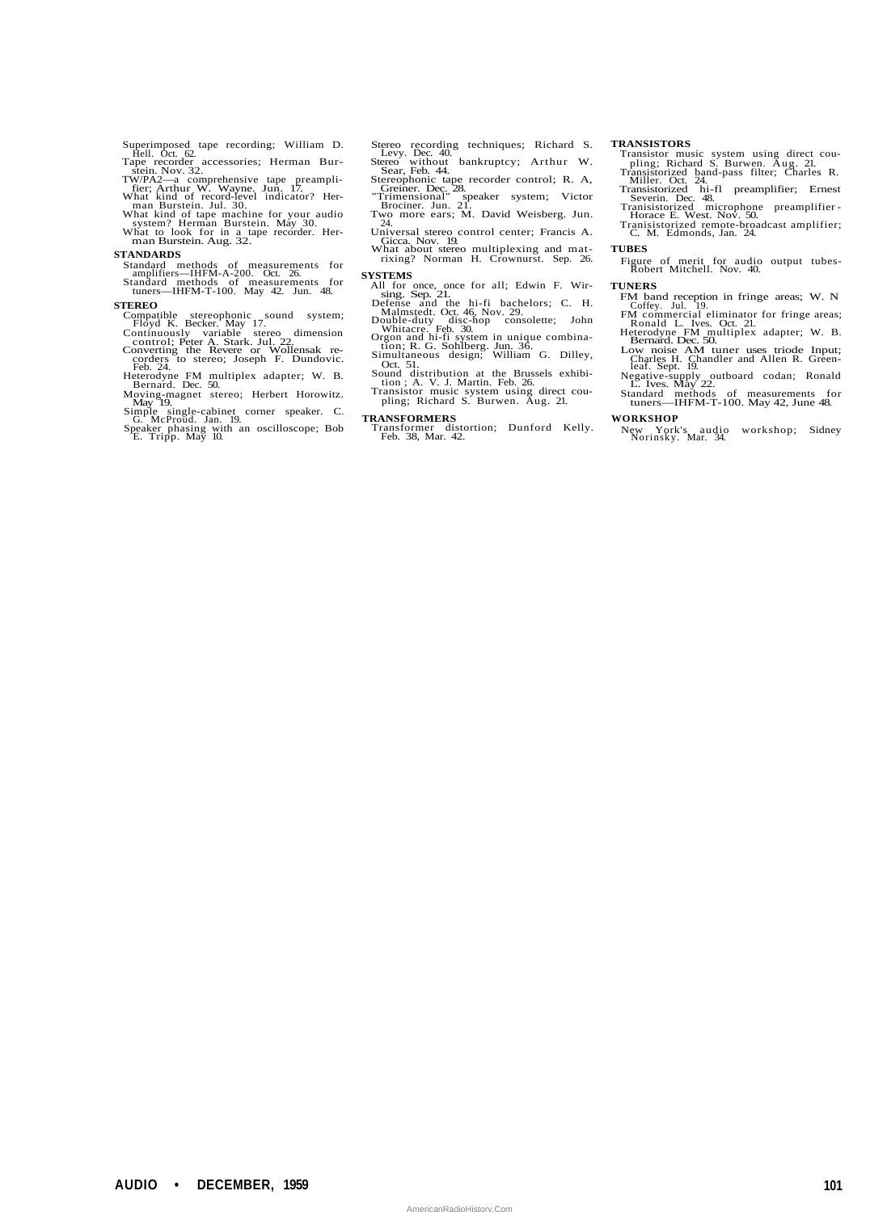Superimposed tape recording; William D. Hell. Oct. 62.
Tape recorder accessories; Herman Burstein. Nov. 32.
TW/PA2—a comprehensive tape preamplifier; Arthur W. Wayne. Jun. 17.
What kind of record-level indicator? Herman Burstein. Jul. 30.
What kind of tape machine for your audio system? Herman Burstein. May 30.
What to look for in a tape recorder. Herman Burstein. Aug. 32.

**STANDARDS**

Standard methods of measurements for amplifiers—IHFM-A-200. Oct. 26.
Standard methods of measurements for tuners—IHFM-T-100. May 42. Jun. 48.

**STEREO**

Compatible stereophonic sound system; Floyd K. Becker. May 17.
Continuously variable stereo dimension control; Peter A. Stark. Jul. 22.
Converting the Revere or Wollensak recorders to stereo; Joseph F. Dundovic. Feb. 24.
Heterodyne FM multiplex adapter; W. B. Bernard. Dec. 50.
Moving-magnet stereo; Herbert Horowitz. May 19.
Simple single-cabinet corner speaker. C. G. McProud. Jan. 19.
Speaker phasing with an oscilloscope; Bob E. Tripp. May 10.
Stereo recording techniques; Richard S. Levy. Dec. 40.
Stereo without bankruptcy; Arthur W. Sear, Feb. 44.
Stereophonic tape recorder control; R. A, Greiner. Dec. 28.
"Trimensional" speaker system; Victor Brociner. Jun. 21.
Two more ears; M. David Weisberg. Jun. 24.
Universal stereo control center; Francis A. Gicca. Nov. 19.
What about stereo multiplexing and matrixing? Norman H. Crownurst. Sep. 26.

**SYSTEMS**

All for once, once for all; Edwin F. Wirsing. Sep. 21.
Defense and the hi-fi bachelors; C. H. Malmstedt. Oct. 46, Nov. 29.
Double-duty disc-hop consolette; John Whitacre. Feb. 30.
Orgon and hi-fi system in unique combination; R. G. Sohlberg. Jun. 36.
Simultaneous design; William G. Dilley, Oct. 51.
Sound distribution at the Brussels exhibition ; A. V. J. Martin. Feb. 26.
Transistor music system using direct coupling; Richard S. Burwen. Aug. 21.

**TRANSFORMERS**

Transformer distortion; Dunford Kelly. Feb. 38, Mar. 42.

**TRANSISTORS**

Transistor music system using direct coupling; Richard S. Burwen. Aug. 21.
Transistorized band-pass filter; Charles R. Miller. Oct. 24.
Transistorized hi-fl preamplifier; Ernest Severin. Dec. 48.
Tranisistorized microphone preamplifier - Horace E. West. Nov. 50.
Tranisistorized remote-broadcast amplifier; C. M. Edmonds, Jan. 24.

**TUBES**

Figure of merit for audio output tubes- Robert Mitchell. Nov. 40.

**TUNERS**

FM band reception in fringe areas; W. N Coffey. Jul. 19.
FM commercial eliminator for fringe areas; Ronald L. Ives. Oct. 21.
Heterodyne FM multiplex adapter; W. B. Bernard. Dec. 50.
Low noise AM tuner uses triode Input; Charles H. Chandler and Allen R. Greenleaf. Sept. 19.
Negative-supply outboard codan; Ronald L. Ives. May 22.
Standard methods of measurements for tuners—IHFM-T-100. May 42, June 48.

**WORKSHOP**

New York's audio workshop; Sidney Norinsky. Mar. 34.